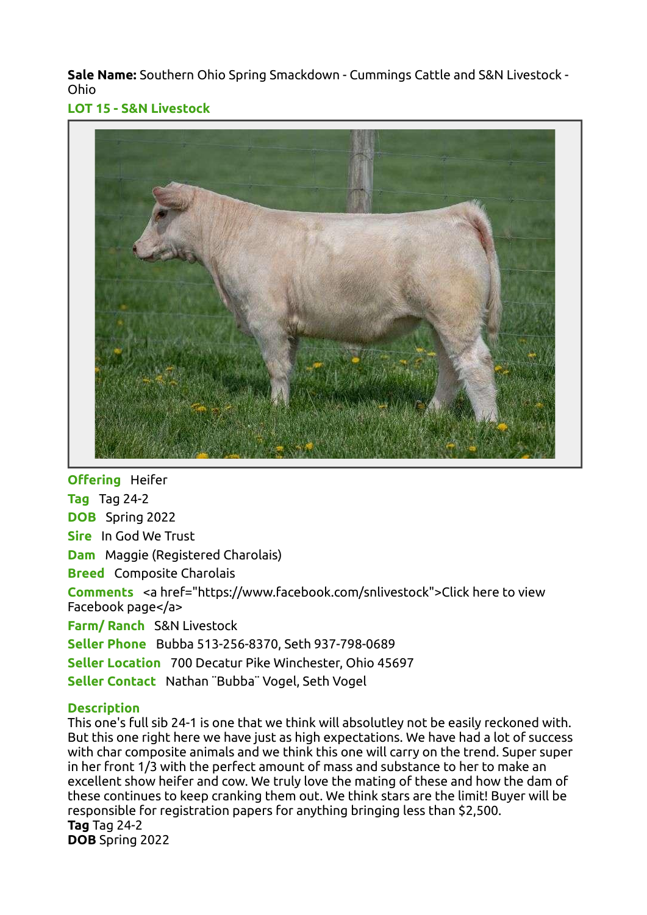**Sale Name:** Southern Ohio Spring Smackdown - Cummings Cattle and S&N Livestock - Ohio

**LOT 15 - S&N Livestock**

**Offering** Heifer

**Tag** Tag 24-2

**DOB** Spring 2022

**Sire** In God We Trust

**Dam** Maggie (Registered Charolais)

**Breed** Composite Charolais

**Comments** <a href="https://www.facebook.com/snlivestock">Click here to view Facebook page</a>

**Farm/ Ranch** S&N Livestock

**Seller Phone** Bubba 513-256-8370, Seth 937-798-0689

**Seller Location** 700 Decatur Pike Winchester, Ohio 45697

**Seller Contact** Nathan ¨Bubba¨ Vogel, Seth Vogel

**Description**

This one's full sib 24-1 is one that we think will absolutley not be easily reckoned with. But this one right here we have just as high expectations. We have had a lot of success with char composite animals and we think this one will carry on the trend. Super super in her front 1/3 with the perfect amount of mass and substance to her to make an excellent show heifer and cow. We truly love the mating of these and how the dam of these continues to keep cranking them out. We think stars are the limit! Buyer will be responsible for registration papers for anything bringing less than $2,500.

**Tag** Tag 24-2

**DOB** Spring 2022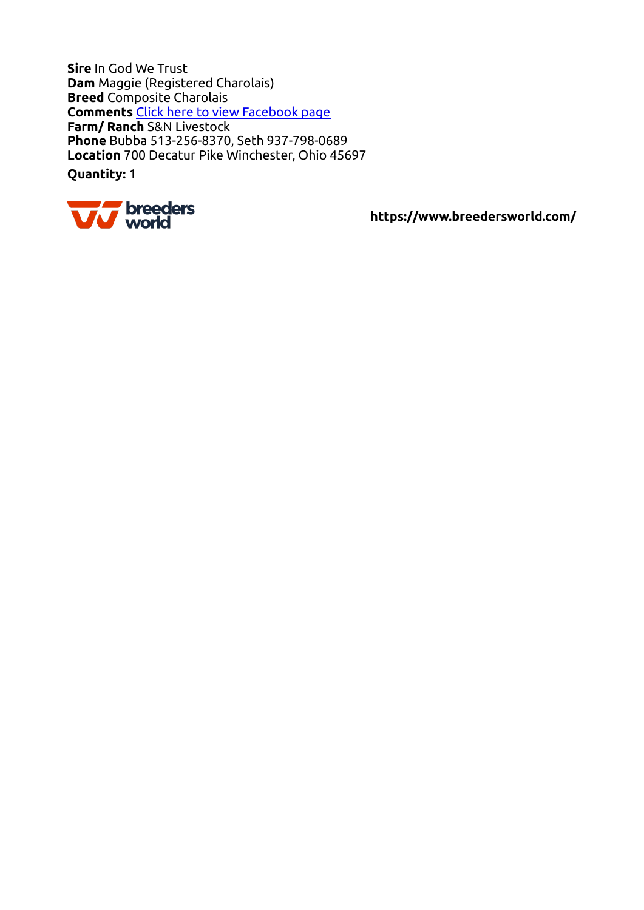**Sire** In God We Trust
**Dam** Maggie (Registered Charolais)
**Breed** Composite Charolais
**Comments** Click here to view Facebook page
**Farm/ Ranch** S&N Livestock
**Phone** Bubba 513-256-8370, Seth 937-798-0689
**Location** 700 Decatur Pike Winchester, Ohio 45697

**Quantity:** 1

breeders world

**https://www.breedersworld.com/**